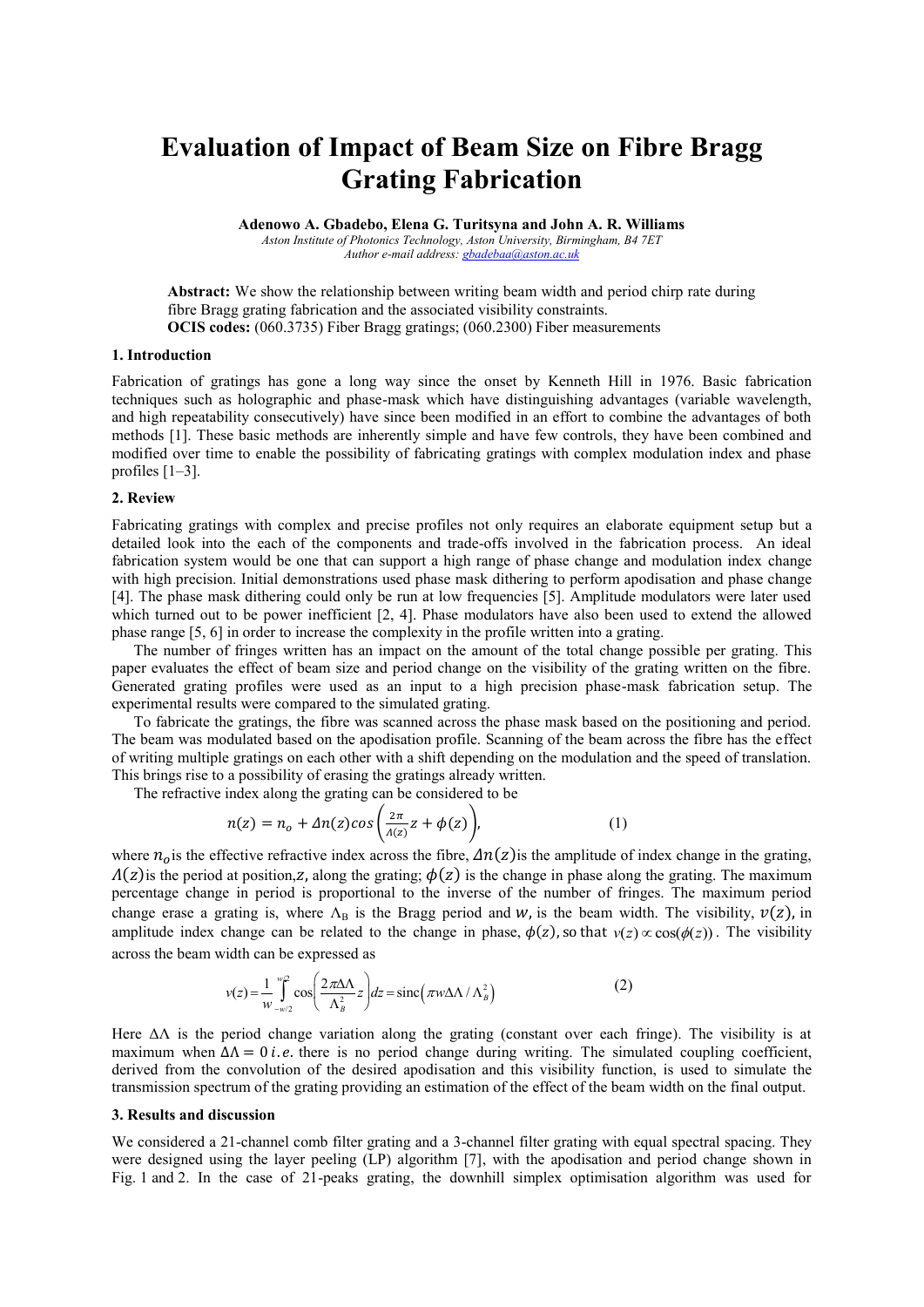# Evaluation of Impact of Beam Size on Fibre Bragg Grating Fabrication

**Adenowo A. Gbadebo, Elena G. Turitsyna and John A. R. Williams**

*Aston Institute of Photonics Technology, Aston University, Birmingham, B4 7ET*
*Author e-mail address: gbadebaa@aston.ac.uk*

**Abstract:** We show the relationship between writing beam width and period chirp rate during fibre Bragg grating fabrication and the associated visibility constraints.
**OCIS codes:** (060.3735) Fiber Bragg gratings; (060.2300) Fiber measurements

## 1. Introduction

Fabrication of gratings has gone a long way since the onset by Kenneth Hill in 1976. Basic fabrication techniques such as holographic and phase-mask which have distinguishing advantages (variable wavelength, and high repeatability consecutively) have since been modified in an effort to combine the advantages of both methods [1]. These basic methods are inherently simple and have few controls, they have been combined and modified over time to enable the possibility of fabricating gratings with complex modulation index and phase profiles [1–3].

## 2. Review

Fabricating gratings with complex and precise profiles not only requires an elaborate equipment setup but a detailed look into the each of the components and trade-offs involved in the fabrication process. An ideal fabrication system would be one that can support a high range of phase change and modulation index change with high precision. Initial demonstrations used phase mask dithering to perform apodisation and phase change [4]. The phase mask dithering could only be run at low frequencies [5]. Amplitude modulators were later used which turned out to be power inefficient [2, 4]. Phase modulators have also been used to extend the allowed phase range [5, 6] in order to increase the complexity in the profile written into a grating.

The number of fringes written has an impact on the amount of the total change possible per grating. This paper evaluates the effect of beam size and period change on the visibility of the grating written on the fibre. Generated grating profiles were used as an input to a high precision phase-mask fabrication setup. The experimental results were compared to the simulated grating.

To fabricate the gratings, the fibre was scanned across the phase mask based on the positioning and period. The beam was modulated based on the apodisation profile. Scanning of the beam across the fibre has the effect of writing multiple gratings on each other with a shift depending on the modulation and the speed of translation. This brings rise to a possibility of erasing the gratings already written.

The refractive index along the grating can be considered to be

$$n(z) = n_o + \Delta n(z)\cos\left(\frac{2\pi}{\Lambda(z)}z + \phi(z)\right), \tag{1}$$

where $n_o$ is the effective refractive index across the fibre, $\Delta n(z)$ is the amplitude of index change in the grating, $\Lambda(z)$ is the period at position, $z$, along the grating; $\phi(z)$ is the change in phase along the grating. The maximum percentage change in period is proportional to the inverse of the number of fringes. The maximum period change erase a grating is, where $\Lambda_B$ is the Bragg period and $w$, is the beam width. The visibility, $v(z)$, in amplitude index change can be related to the change in phase, $\phi(z)$, so that $v(z) \propto \cos(\phi(z))$. The visibility across the beam width can be expressed as

$$v(z) = \frac{1}{w}\int_{-w/2}^{w/2} \cos\left(\frac{2\pi\Delta\Lambda}{\Lambda_B^2}z\right)dz = \mathrm{sinc}\left(\pi w \Delta\Lambda / \Lambda_B^2\right) \tag{2}$$

Here $\Delta\Lambda$ is the period change variation along the grating (constant over each fringe). The visibility is at maximum when $\Delta\Lambda = 0$ *i.e.* there is no period change during writing. The simulated coupling coefficient, derived from the convolution of the desired apodisation and this visibility function, is used to simulate the transmission spectrum of the grating providing an estimation of the effect of the beam width on the final output.

## 3. Results and discussion

We considered a 21-channel comb filter grating and a 3-channel filter grating with equal spectral spacing. They were designed using the layer peeling (LP) algorithm [7], with the apodisation and period change shown in Fig. 1 and 2. In the case of 21-peaks grating, the downhill simplex optimisation algorithm was used for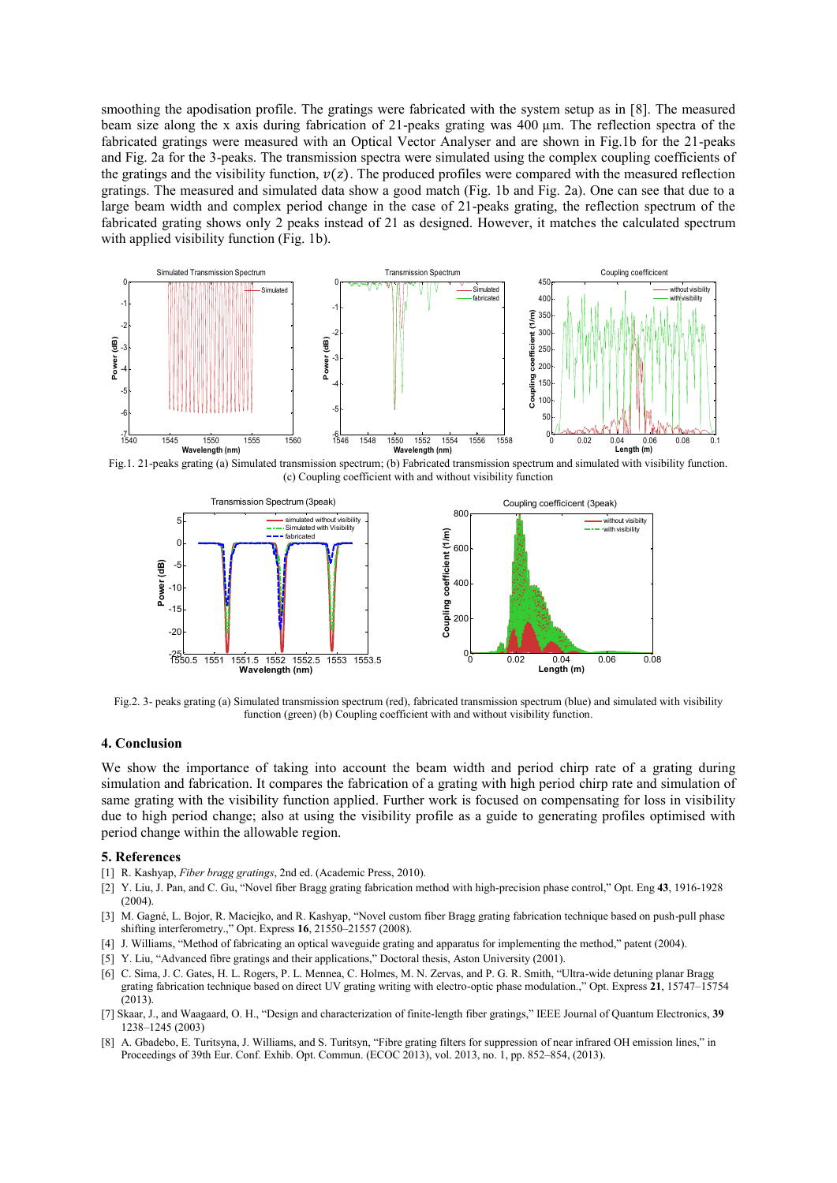smoothing the apodisation profile. The gratings were fabricated with the system setup as in [8]. The measured beam size along the x axis during fabrication of 21-peaks grating was 400 µm. The reflection spectra of the fabricated gratings were measured with an Optical Vector Analyser and are shown in Fig.1b for the 21-peaks and Fig. 2a for the 3-peaks. The transmission spectra were simulated using the complex coupling coefficients of the gratings and the visibility function, $v(z)$. The produced profiles were compared with the measured reflection gratings. The measured and simulated data show a good match (Fig. 1b and Fig. 2a). One can see that due to a large beam width and complex period change in the case of 21-peaks grating, the reflection spectrum of the fabricated grating shows only 2 peaks instead of 21 as designed. However, it matches the calculated spectrum with applied visibility function (Fig. 1b).

Simulated Transmission Spectrum
Simulated
Power (dB)
Wavelength (nm)
0, -1, -2, -3, -4, -5, -6, -7
1540, 1545, 1550, 1555, 1560

Transmission Spectrum
Simulated
fabricated
Power (dB)
Wavelength (nm)
0, -1, -2, -3, -4, -5, -6
1546, 1548, 1550, 1552, 1554, 1556, 1558

Coupling coefficient
without visibility
with visibility
Coupling coefficient (1/m)
Length (m)
0, 50, 100, 150, 200, 250, 300, 350, 400, 450
0, 0.02, 0.04, 0.06, 0.08, 0.1

Fig.1. 21-peaks grating (a) Simulated transmission spectrum; (b) Fabricated transmission spectrum and simulated with visibility function. (c) Coupling coefficient with and without visibility function

Transmission Spectrum (3peak)
simulated without visibility
Simulated with Visibility
fabricated
Power (dB)
Wavelength (nm)
5, 0, -5, -10, -15, -20, -25
1550.5, 1551, 1551.5, 1552, 1552.5, 1553, 1553.5

Coupling coefficient (3peak)
without visibilty
with visibility
Coupling coefficient (1/m)
Length (m)
0, 200, 400, 600, 800
0, 0.02, 0.04, 0.06, 0.08

Fig.2. 3- peaks grating (a) Simulated transmission spectrum (red), fabricated transmission spectrum (blue) and simulated with visibility function (green) (b) Coupling coefficient with and without visibility function.

## 4. Conclusion

We show the importance of taking into account the beam width and period chirp rate of a grating during simulation and fabrication. It compares the fabrication of a grating with high period chirp rate and simulation of same grating with the visibility function applied. Further work is focused on compensating for loss in visibility due to high period change; also at using the visibility profile as a guide to generating profiles optimised with period change within the allowable region.

## 5. References

[1] R. Kashyap, *Fiber bragg gratings*, 2nd ed. (Academic Press, 2010).

[2] Y. Liu, J. Pan, and C. Gu, "Novel fiber Bragg grating fabrication method with high-precision phase control," Opt. Eng **43**, 1916-1928 (2004).

[3] M. Gagné, L. Bojor, R. Maciejko, and R. Kashyap, "Novel custom fiber Bragg grating fabrication technique based on push-pull phase shifting interferometry.," Opt. Express **16**, 21550–21557 (2008).

[4] J. Williams, "Method of fabricating an optical waveguide grating and apparatus for implementing the method," patent (2004).

[5] Y. Liu, "Advanced fibre gratings and their applications," Doctoral thesis, Aston University (2001).

[6] C. Sima, J. C. Gates, H. L. Rogers, P. L. Mennea, C. Holmes, M. N. Zervas, and P. G. R. Smith, "Ultra-wide detuning planar Bragg grating fabrication technique based on direct UV grating writing with electro-optic phase modulation.," Opt. Express **21**, 15747–15754 (2013).

[7] Skaar, J., and Waagaard, O. H., "Design and characterization of finite-length fiber gratings," IEEE Journal of Quantum Electronics, **39** 1238–1245 (2003)

[8] A. Gbadebo, E. Turitsyna, J. Williams, and S. Turitsyn, "Fibre grating filters for suppression of near infrared OH emission lines," in Proceedings of 39th Eur. Conf. Exhib. Opt. Commun. (ECOC 2013), vol. 2013, no. 1, pp. 852–854, (2013).